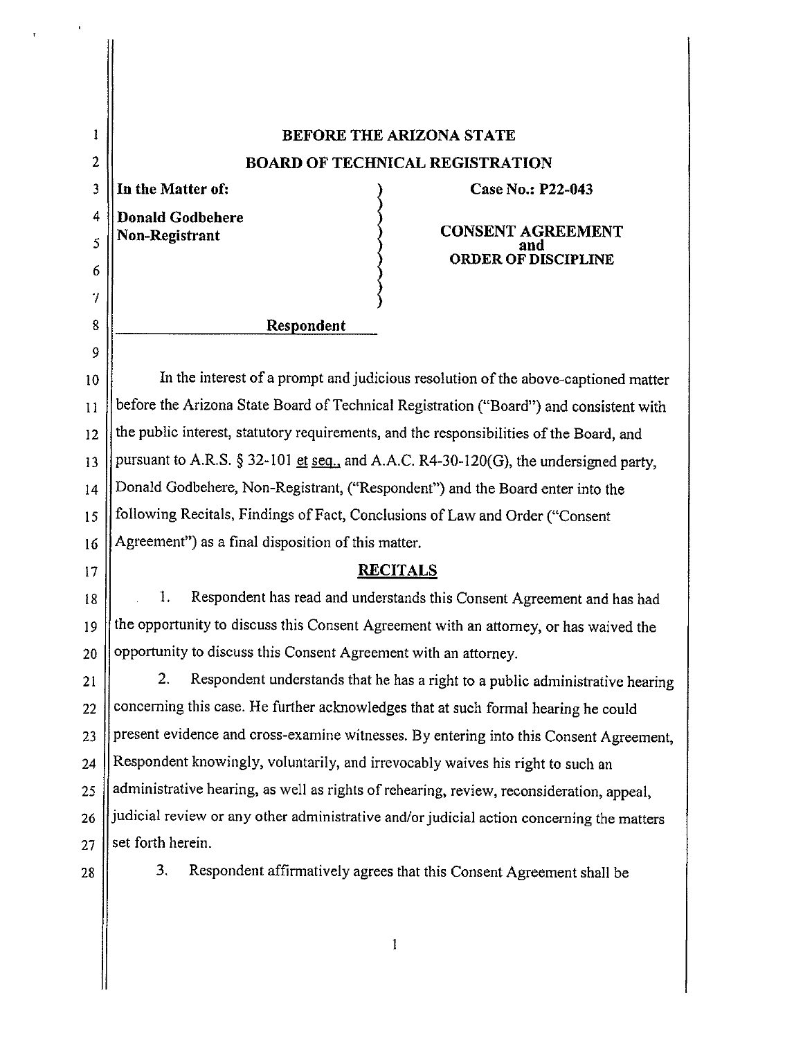# BEFORE THE ARIZONA STATE
# BOARD OF TECHNICAL REGISTRATION

**In the Matter of:**

**Donald Godbehere**
**Non-Registrant**

**Respondent**

**Case No.: P22-043**

**CONSENT AGREEMENT**
**and**
**ORDER OF DISCIPLINE**

In the interest of a prompt and judicious resolution of the above-captioned matter before the Arizona State Board of Technical Registration ("Board") and consistent with the public interest, statutory requirements, and the responsibilities of the Board, and pursuant to A.R.S. § 32-101 et seq., and A.A.C. R4-30-120(G), the undersigned party, Donald Godbehere, Non-Registrant, ("Respondent") and the Board enter into the following Recitals, Findings of Fact, Conclusions of Law and Order ("Consent Agreement") as a final disposition of this matter.

## RECITALS

1. Respondent has read and understands this Consent Agreement and has had the opportunity to discuss this Consent Agreement with an attorney, or has waived the opportunity to discuss this Consent Agreement with an attorney.

2. Respondent understands that he has a right to a public administrative hearing concerning this case. He further acknowledges that at such formal hearing he could present evidence and cross-examine witnesses. By entering into this Consent Agreement, Respondent knowingly, voluntarily, and irrevocably waives his right to such an administrative hearing, as well as rights of rehearing, review, reconsideration, appeal, judicial review or any other administrative and/or judicial action concerning the matters set forth herein.

3. Respondent affirmatively agrees that this Consent Agreement shall be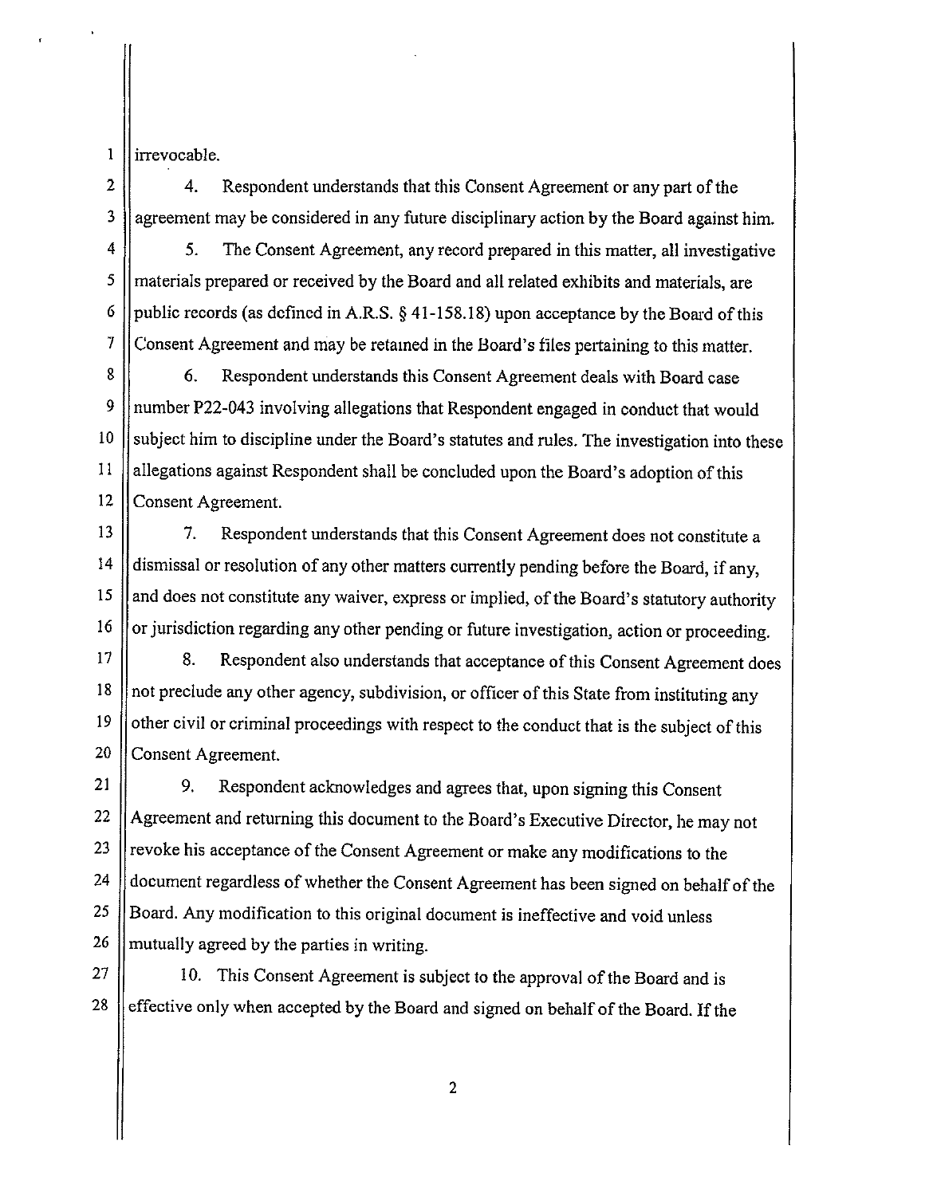irrevocable.

4. Respondent understands that this Consent Agreement or any part of the agreement may be considered in any future disciplinary action by the Board against him.

5. The Consent Agreement, any record prepared in this matter, all investigative materials prepared or received by the Board and all related exhibits and materials, are public records (as defined in A.R.S. § 41-158.18) upon acceptance by the Board of this Consent Agreement and may be retained in the Board's files pertaining to this matter.

6. Respondent understands this Consent Agreement deals with Board case number P22-043 involving allegations that Respondent engaged in conduct that would subject him to discipline under the Board's statutes and rules. The investigation into these allegations against Respondent shall be concluded upon the Board's adoption of this Consent Agreement.

7. Respondent understands that this Consent Agreement does not constitute a dismissal or resolution of any other matters currently pending before the Board, if any, and does not constitute any waiver, express or implied, of the Board's statutory authority or jurisdiction regarding any other pending or future investigation, action or proceeding.

8. Respondent also understands that acceptance of this Consent Agreement does not preclude any other agency, subdivision, or officer of this State from instituting any other civil or criminal proceedings with respect to the conduct that is the subject of this Consent Agreement.

9. Respondent acknowledges and agrees that, upon signing this Consent Agreement and returning this document to the Board's Executive Director, he may not revoke his acceptance of the Consent Agreement or make any modifications to the document regardless of whether the Consent Agreement has been signed on behalf of the Board. Any modification to this original document is ineffective and void unless mutually agreed by the parties in writing.

10. This Consent Agreement is subject to the approval of the Board and is effective only when accepted by the Board and signed on behalf of the Board. If the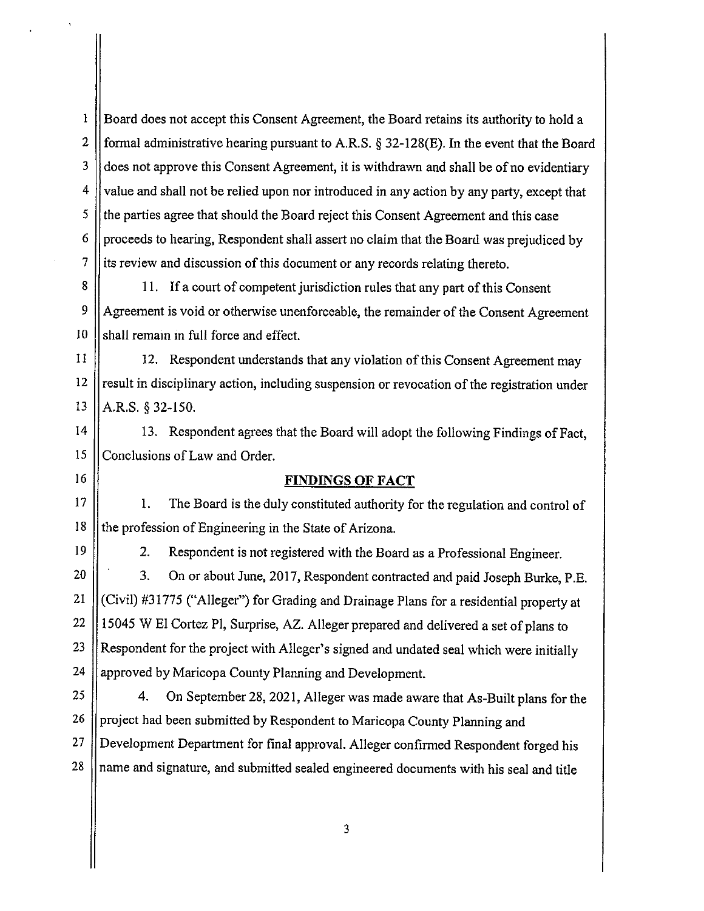Board does not accept this Consent Agreement, the Board retains its authority to hold a formal administrative hearing pursuant to A.R.S. § 32-128(E). In the event that the Board does not approve this Consent Agreement, it is withdrawn and shall be of no evidentiary value and shall not be relied upon nor introduced in any action by any party, except that the parties agree that should the Board reject this Consent Agreement and this case proceeds to hearing, Respondent shall assert no claim that the Board was prejudiced by its review and discussion of this document or any records relating thereto.

11. If a court of competent jurisdiction rules that any part of this Consent Agreement is void or otherwise unenforceable, the remainder of the Consent Agreement shall remain in full force and effect.

12. Respondent understands that any violation of this Consent Agreement may result in disciplinary action, including suspension or revocation of the registration under A.R.S. § 32-150.

13. Respondent agrees that the Board will adopt the following Findings of Fact, Conclusions of Law and Order.

**FINDINGS OF FACT**

1. The Board is the duly constituted authority for the regulation and control of the profession of Engineering in the State of Arizona.

2. Respondent is not registered with the Board as a Professional Engineer.

3. On or about June, 2017, Respondent contracted and paid Joseph Burke, P.E. (Civil) #31775 ("Alleger") for Grading and Drainage Plans for a residential property at 15045 W El Cortez Pl, Surprise, AZ. Alleger prepared and delivered a set of plans to Respondent for the project with Alleger's signed and undated seal which were initially approved by Maricopa County Planning and Development.

4. On September 28, 2021, Alleger was made aware that As-Built plans for the project had been submitted by Respondent to Maricopa County Planning and Development Department for final approval. Alleger confirmed Respondent forged his name and signature, and submitted sealed engineered documents with his seal and title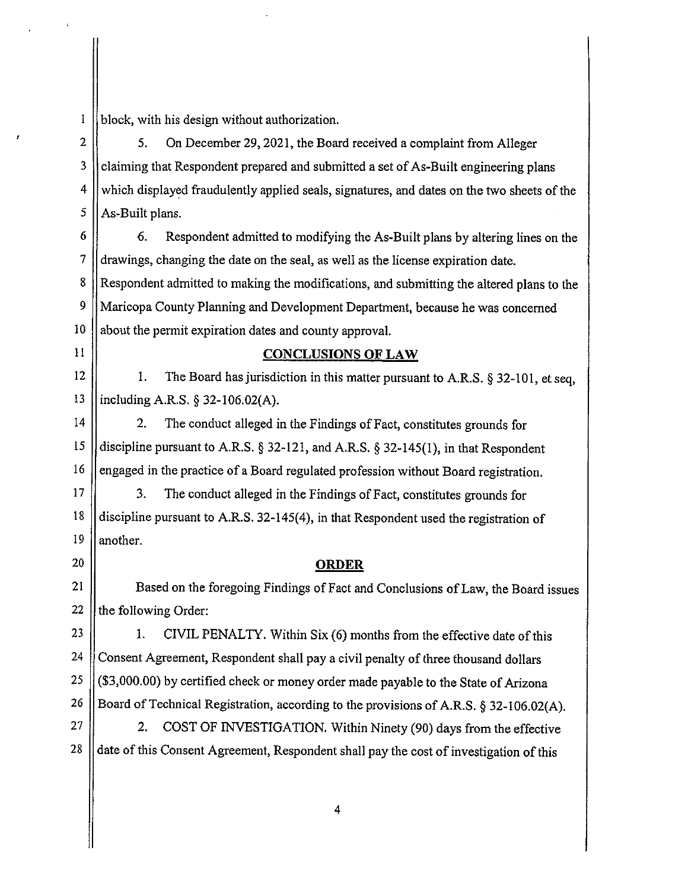block, with his design without authorization.

5. On December 29, 2021, the Board received a complaint from Alleger claiming that Respondent prepared and submitted a set of As-Built engineering plans which displayed fraudulently applied seals, signatures, and dates on the two sheets of the As-Built plans.

6. Respondent admitted to modifying the As-Built plans by altering lines on the drawings, changing the date on the seal, as well as the license expiration date. Respondent admitted to making the modifications, and submitting the altered plans to the Maricopa County Planning and Development Department, because he was concerned about the permit expiration dates and county approval.

## CONCLUSIONS OF LAW

1. The Board has jurisdiction in this matter pursuant to A.R.S. § 32-101, et seq, including A.R.S. § 32-106.02(A).

2. The conduct alleged in the Findings of Fact, constitutes grounds for discipline pursuant to A.R.S. § 32-121, and A.R.S. § 32-145(1), in that Respondent engaged in the practice of a Board regulated profession without Board registration.

3. The conduct alleged in the Findings of Fact, constitutes grounds for discipline pursuant to A.R.S. 32-145(4), in that Respondent used the registration of another.

## ORDER

Based on the foregoing Findings of Fact and Conclusions of Law, the Board issues the following Order:

1. CIVIL PENALTY. Within Six (6) months from the effective date of this Consent Agreement, Respondent shall pay a civil penalty of three thousand dollars ($3,000.00) by certified check or money order made payable to the State of Arizona Board of Technical Registration, according to the provisions of A.R.S. § 32-106.02(A).

2. COST OF INVESTIGATION. Within Ninety (90) days from the effective date of this Consent Agreement, Respondent shall pay the cost of investigation of this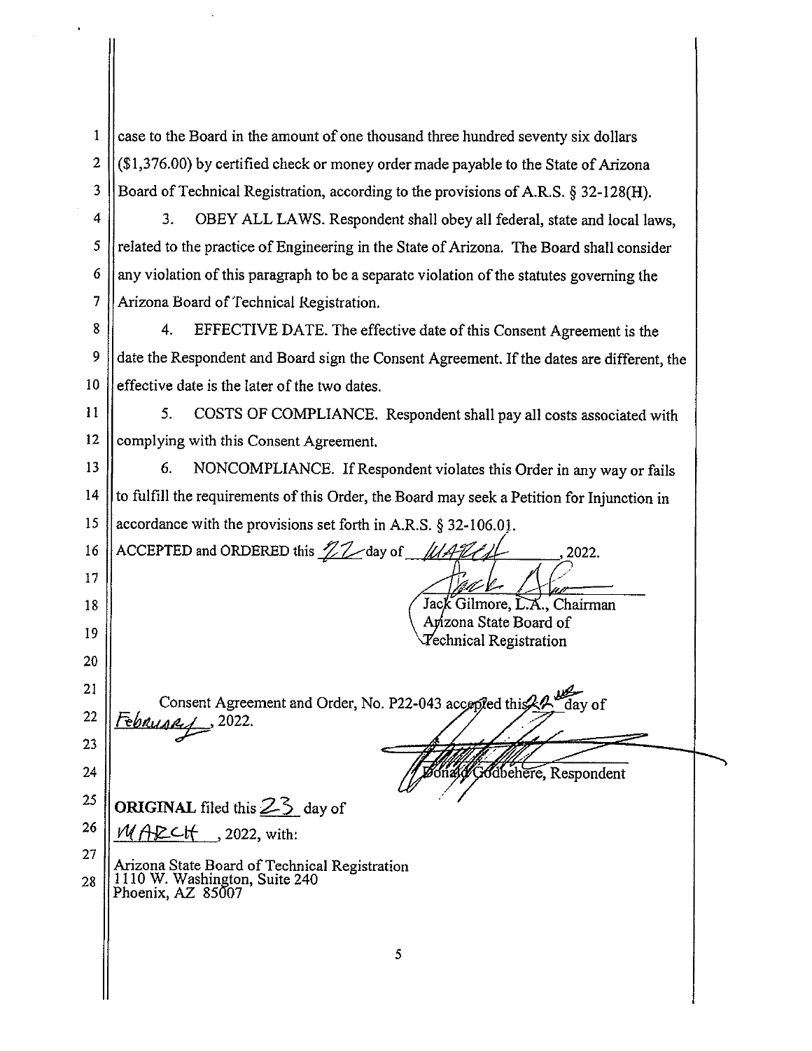case to the Board in the amount of one thousand three hundred seventy six dollars ($1,376.00) by certified check or money order made payable to the State of Arizona Board of Technical Registration, according to the provisions of A.R.S. § 32-128(H).

3. OBEY ALL LAWS. Respondent shall obey all federal, state and local laws, related to the practice of Engineering in the State of Arizona. The Board shall consider any violation of this paragraph to be a separate violation of the statutes governing the Arizona Board of Technical Registration.

4. EFFECTIVE DATE. The effective date of this Consent Agreement is the date the Respondent and Board sign the Consent Agreement. If the dates are different, the effective date is the later of the two dates.

5. COSTS OF COMPLIANCE. Respondent shall pay all costs associated with complying with this Consent Agreement.

6. NONCOMPLIANCE. If Respondent violates this Order in any way or fails to fulfill the requirements of this Order, the Board may seek a Petition for Injunction in accordance with the provisions set forth in A.R.S. § 32-106.01.

ACCEPTED and ORDERED this 22 day of MARCH, 2022.

Jack Gilmore, L.A., Chairman
Arizona State Board of
Technical Registration

Consent Agreement and Order, No. P22-043 accepted this 22nd day of February, 2022.

Donald Godbehere, Respondent

**ORIGINAL** filed this 23 day of MARCH, 2022, with:

Arizona State Board of Technical Registration
1110 W. Washington, Suite 240
Phoenix, AZ 85007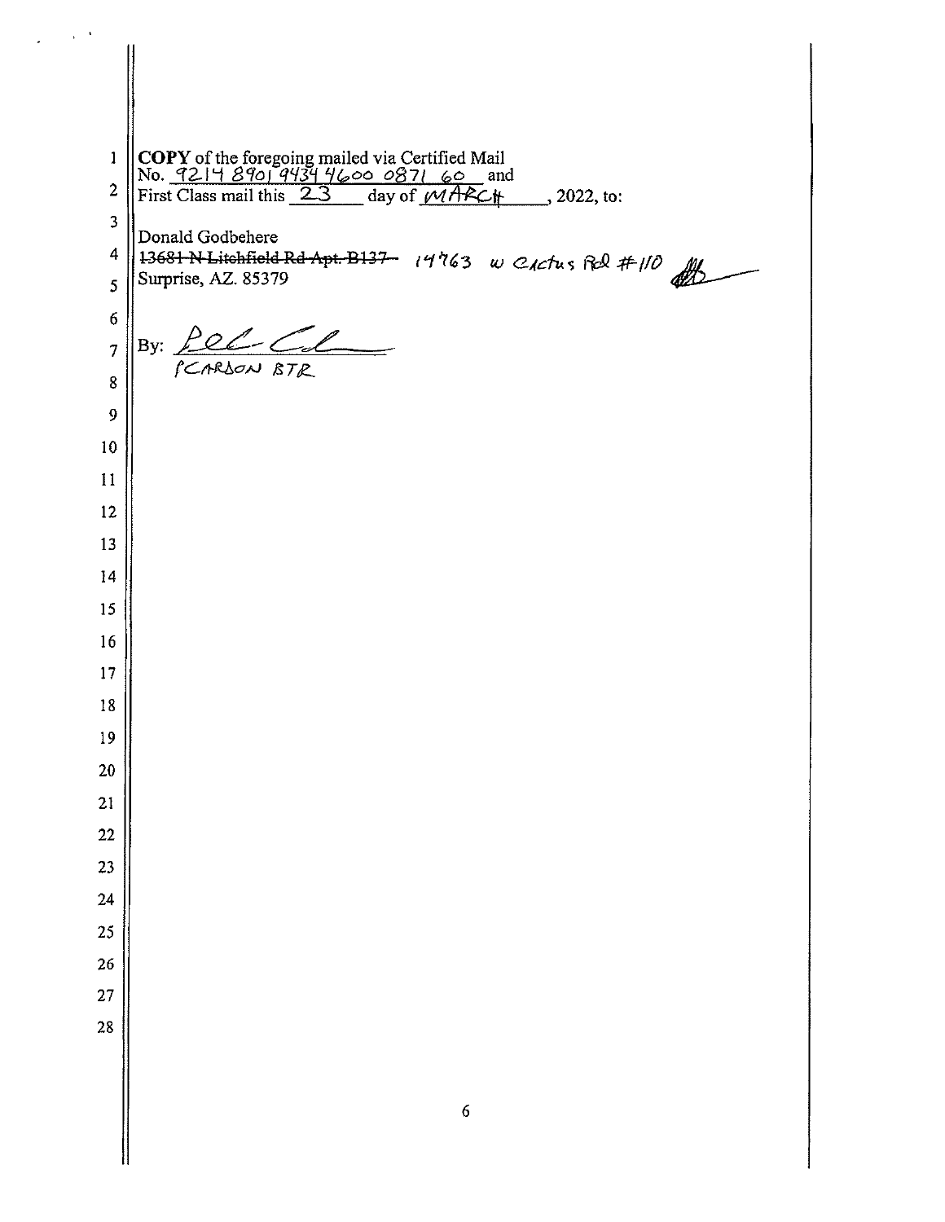**COPY** of the foregoing mailed via Certified Mail No. 9214 8901 9434 4600 0871 60 and First Class mail this 23 day of MARCH, 2022, to:

Donald Godbehere
~~13681 N Litchfield Rd Apt. B137~~ 14763 W Cactus Rd #110
Surprise, AZ. 85379

By: ______________________
PCARDON BTR